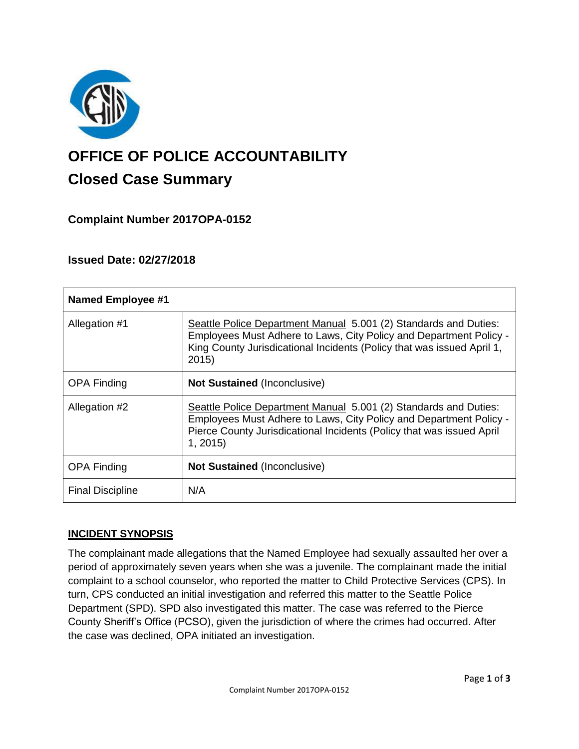# OFFICE OF POLICE ACCOUNTABILITY

## Closed Case Summary

### Complaint Number 2017OPA-0152

### Issued Date: 02/27/2018

| **Named Employee #1** | |
|---|---|
| Allegation #1 | Seattle Police Department Manual 5.001 (2) Standards and Duties: Employees Must Adhere to Laws, City Policy and Department Policy - King County Jurisdicational Incidents (Policy that was issued April 1, 2015) |
| OPA Finding | **Not Sustained** (Inconclusive) |
| Allegation #2 | Seattle Police Department Manual 5.001 (2) Standards and Duties: Employees Must Adhere to Laws, City Policy and Department Policy - Pierce County Jurisdicational Incidents (Policy that was issued April 1, 2015) |
| OPA Finding | **Not Sustained** (Inconclusive) |
| Final Discipline | N/A |

**INCIDENT SYNOPSIS**

The complainant made allegations that the Named Employee had sexually assaulted her over a period of approximately seven years when she was a juvenile. The complainant made the initial complaint to a school counselor, who reported the matter to Child Protective Services (CPS). In turn, CPS conducted an initial investigation and referred this matter to the Seattle Police Department (SPD). SPD also investigated this matter. The case was referred to the Pierce County Sheriff's Office (PCSO), given the jurisdiction of where the crimes had occurred. After the case was declined, OPA initiated an investigation.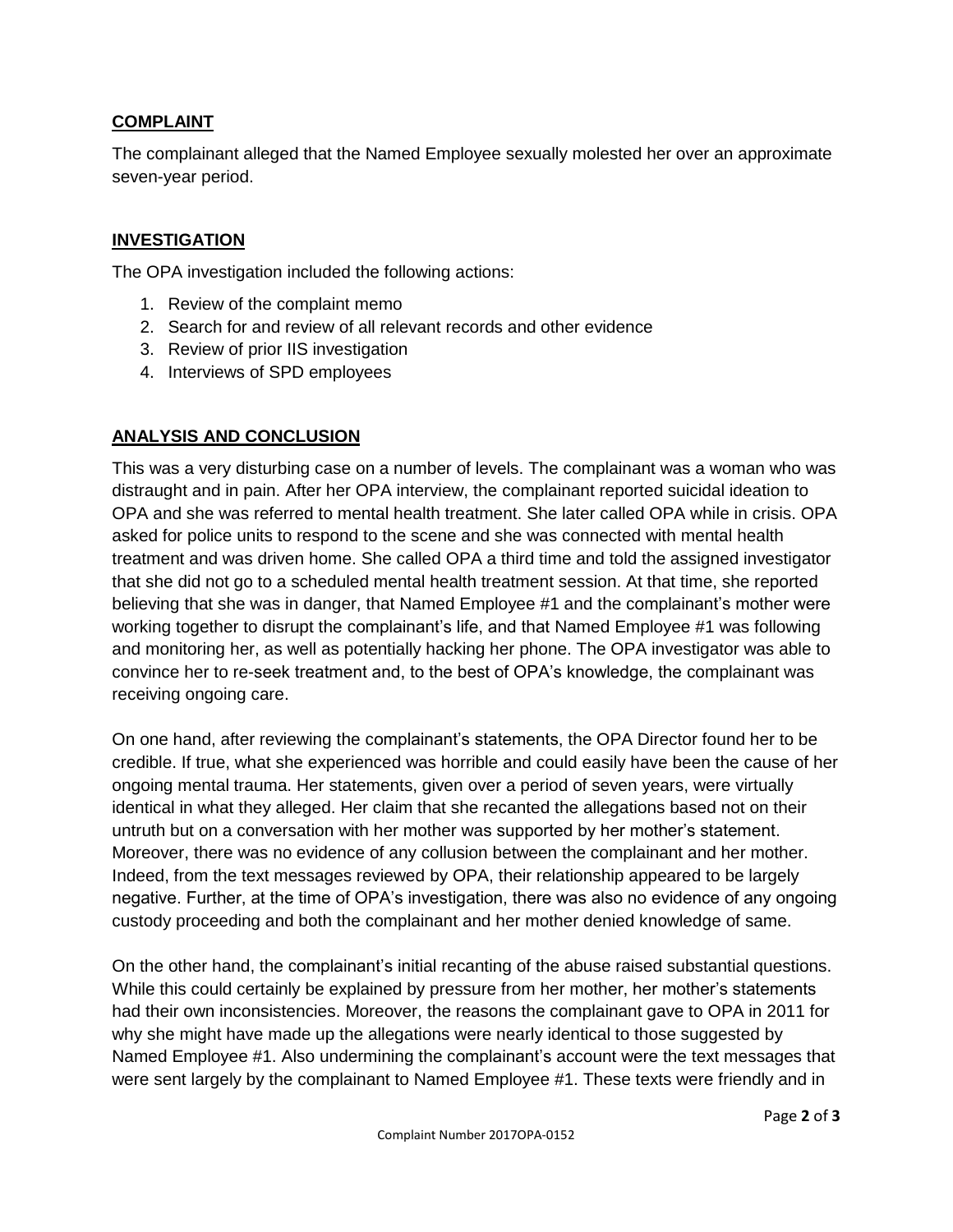## COMPLAINT

The complainant alleged that the Named Employee sexually molested her over an approximate seven-year period.

## INVESTIGATION

The OPA investigation included the following actions:

1. Review of the complaint memo
2. Search for and review of all relevant records and other evidence
3. Review of prior IIS investigation
4. Interviews of SPD employees

## ANALYSIS AND CONCLUSION

This was a very disturbing case on a number of levels. The complainant was a woman who was distraught and in pain. After her OPA interview, the complainant reported suicidal ideation to OPA and she was referred to mental health treatment. She later called OPA while in crisis. OPA asked for police units to respond to the scene and she was connected with mental health treatment and was driven home. She called OPA a third time and told the assigned investigator that she did not go to a scheduled mental health treatment session. At that time, she reported believing that she was in danger, that Named Employee #1 and the complainant's mother were working together to disrupt the complainant's life, and that Named Employee #1 was following and monitoring her, as well as potentially hacking her phone. The OPA investigator was able to convince her to re-seek treatment and, to the best of OPA's knowledge, the complainant was receiving ongoing care.

On one hand, after reviewing the complainant's statements, the OPA Director found her to be credible. If true, what she experienced was horrible and could easily have been the cause of her ongoing mental trauma. Her statements, given over a period of seven years, were virtually identical in what they alleged. Her claim that she recanted the allegations based not on their untruth but on a conversation with her mother was supported by her mother's statement. Moreover, there was no evidence of any collusion between the complainant and her mother. Indeed, from the text messages reviewed by OPA, their relationship appeared to be largely negative. Further, at the time of OPA's investigation, there was also no evidence of any ongoing custody proceeding and both the complainant and her mother denied knowledge of same.

On the other hand, the complainant's initial recanting of the abuse raised substantial questions. While this could certainly be explained by pressure from her mother, her mother's statements had their own inconsistencies. Moreover, the reasons the complainant gave to OPA in 2011 for why she might have made up the allegations were nearly identical to those suggested by Named Employee #1. Also undermining the complainant's account were the text messages that were sent largely by the complainant to Named Employee #1. These texts were friendly and in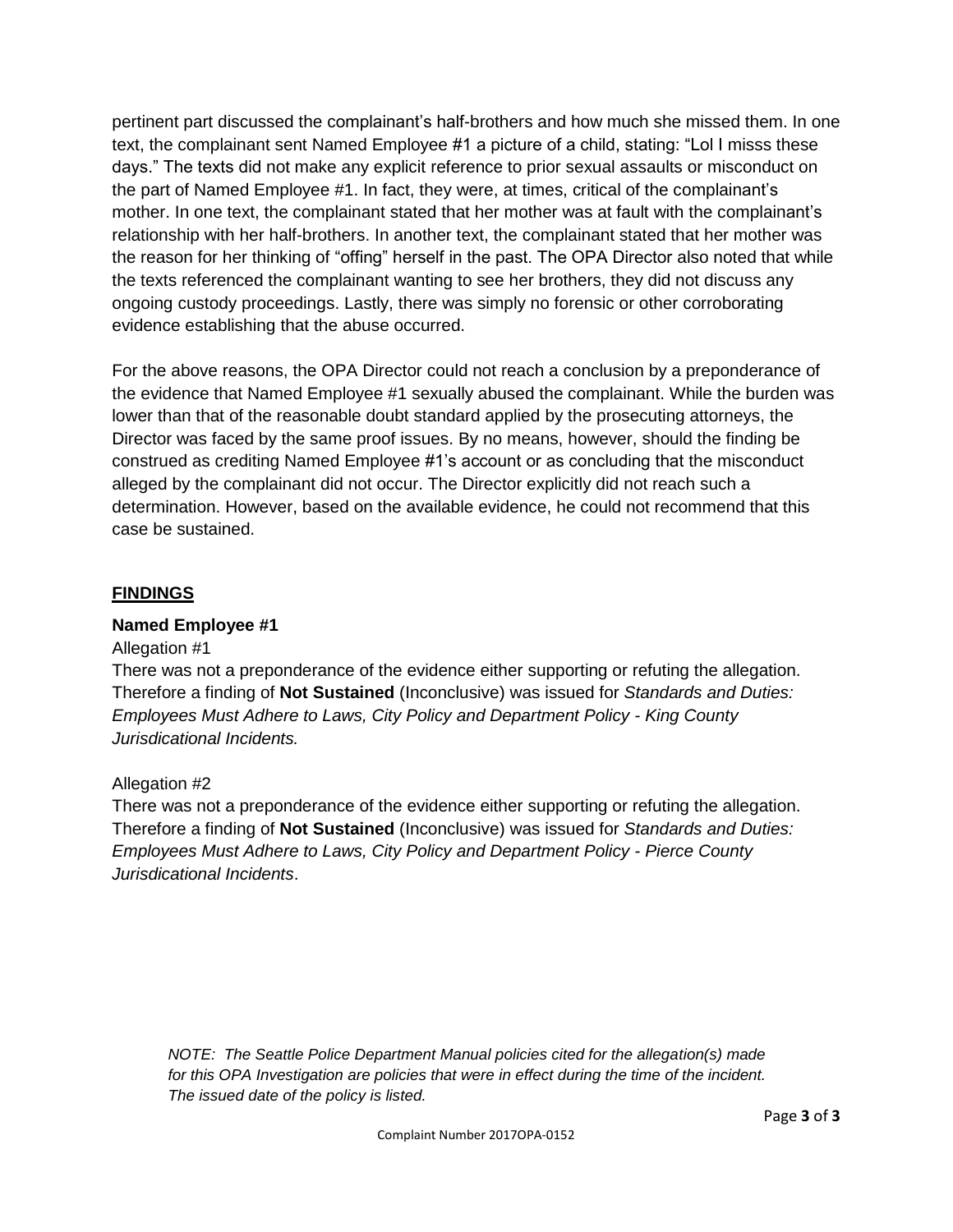pertinent part discussed the complainant's half-brothers and how much she missed them. In one text, the complainant sent Named Employee #1 a picture of a child, stating: "Lol I misss these days." The texts did not make any explicit reference to prior sexual assaults or misconduct on the part of Named Employee #1. In fact, they were, at times, critical of the complainant's mother. In one text, the complainant stated that her mother was at fault with the complainant's relationship with her half-brothers. In another text, the complainant stated that her mother was the reason for her thinking of "offing" herself in the past. The OPA Director also noted that while the texts referenced the complainant wanting to see her brothers, they did not discuss any ongoing custody proceedings. Lastly, there was simply no forensic or other corroborating evidence establishing that the abuse occurred.

For the above reasons, the OPA Director could not reach a conclusion by a preponderance of the evidence that Named Employee #1 sexually abused the complainant. While the burden was lower than that of the reasonable doubt standard applied by the prosecuting attorneys, the Director was faced by the same proof issues. By no means, however, should the finding be construed as crediting Named Employee #1's account or as concluding that the misconduct alleged by the complainant did not occur. The Director explicitly did not reach such a determination. However, based on the available evidence, he could not recommend that this case be sustained.

## FINDINGS

**Named Employee #1**

Allegation #1

There was not a preponderance of the evidence either supporting or refuting the allegation. Therefore a finding of **Not Sustained** (Inconclusive) was issued for *Standards and Duties: Employees Must Adhere to Laws, City Policy and Department Policy - King County Jurisdicational Incidents.*

Allegation #2

There was not a preponderance of the evidence either supporting or refuting the allegation. Therefore a finding of **Not Sustained** (Inconclusive) was issued for *Standards and Duties: Employees Must Adhere to Laws, City Policy and Department Policy - Pierce County Jurisdicational Incidents*.

*NOTE: The Seattle Police Department Manual policies cited for the allegation(s) made for this OPA Investigation are policies that were in effect during the time of the incident. The issued date of the policy is listed.*

Complaint Number 2017OPA-0152